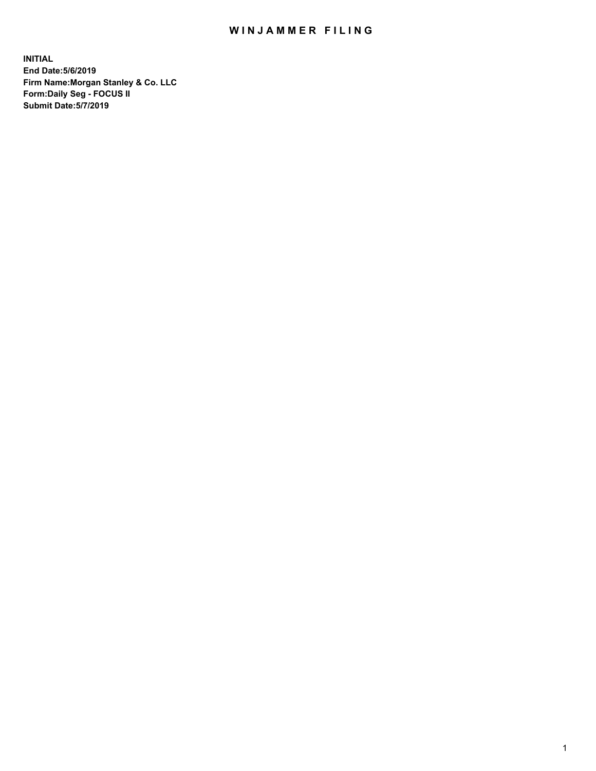# WINJAMMER FILING

**INITIAL**
**End Date:5/6/2019**
**Firm Name:Morgan Stanley & Co. LLC**
**Form:Daily Seg - FOCUS II**
**Submit Date:5/7/2019**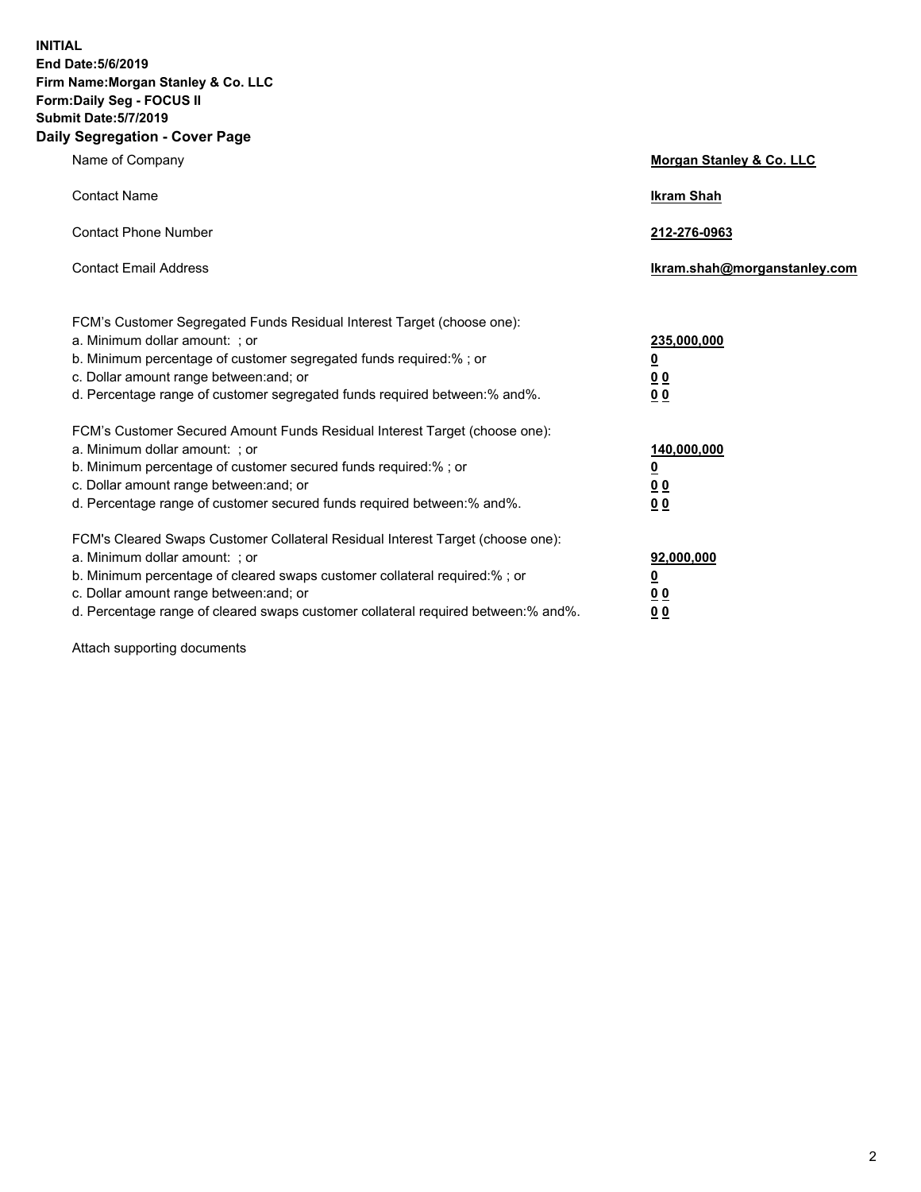**INITIAL**
**End Date:5/6/2019**
**Firm Name:Morgan Stanley & Co. LLC**
**Form:Daily Seg - FOCUS II**
**Submit Date:5/7/2019**
**Daily Segregation - Cover Page**

| | |
|---|---|
| Name of Company | **Morgan Stanley & Co. LLC** |
| Contact Name | **Ikram Shah** |
| Contact Phone Number | **212-276-0963** |
| Contact Email Address | **Ikram.shah@morganstanley.com** |

| | |
|---|---|
| FCM's Customer Segregated Funds Residual Interest Target (choose one): | |
| a. Minimum dollar amount: ; or | **235,000,000** |
| b. Minimum percentage of customer segregated funds required:% ; or | **0** |
| c. Dollar amount range between:and; or | **0 0** |
| d. Percentage range of customer segregated funds required between:% and%. | **0 0** |
| FCM's Customer Secured Amount Funds Residual Interest Target (choose one): | |
| a. Minimum dollar amount: ; or | **140,000,000** |
| b. Minimum percentage of customer secured funds required:% ; or | **0** |
| c. Dollar amount range between:and; or | **0 0** |
| d. Percentage range of customer secured funds required between:% and%. | **0 0** |
| FCM's Cleared Swaps Customer Collateral Residual Interest Target (choose one): | |
| a. Minimum dollar amount: ; or | **92,000,000** |
| b. Minimum percentage of cleared swaps customer collateral required:% ; or | **0** |
| c. Dollar amount range between:and; or | **0 0** |
| d. Percentage range of cleared swaps customer collateral required between:% and%. | **0 0** |

Attach supporting documents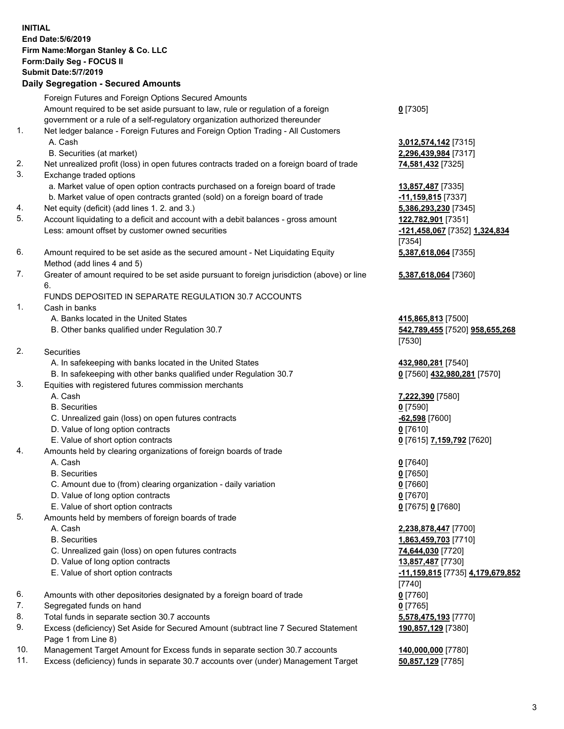**INITIAL**
**End Date:5/6/2019**
**Firm Name:Morgan Stanley & Co. LLC**
**Form:Daily Seg - FOCUS II**
**Submit Date:5/7/2019**

**Daily Segregation - Secured Amounts**

| | | |
|---|---|---|
| | Foreign Futures and Foreign Options Secured Amounts | |
| | Amount required to be set aside pursuant to law, rule or regulation of a foreign government or a rule of a self-regulatory organization authorized thereunder | **0** [7305] |
| 1. | Net ledger balance - Foreign Futures and Foreign Option Trading - All Customers | |
| | A. Cash | **3,012,574,142** [7315] |
| | B. Securities (at market) | **2,296,439,984** [7317] |
| 2. | Net unrealized profit (loss) in open futures contracts traded on a foreign board of trade | **74,581,432** [7325] |
| 3. | Exchange traded options | |
| | a. Market value of open option contracts purchased on a foreign board of trade | **13,857,487** [7335] |
| | b. Market value of open contracts granted (sold) on a foreign board of trade | **-11,159,815** [7337] |
| 4. | Net equity (deficit) (add lines 1. 2. and 3.) | **5,386,293,230** [7345] |
| 5. | Account liquidating to a deficit and account with a debit balances - gross amount | **122,782,901** [7351] |
| | Less: amount offset by customer owned securities | **-121,458,067** [7352] **1,324,834** [7354] |
| 6. | Amount required to be set aside as the secured amount - Net Liquidating Equity Method (add lines 4 and 5) | **5,387,618,064** [7355] |
| 7. | Greater of amount required to be set aside pursuant to foreign jurisdiction (above) or line 6. | **5,387,618,064** [7360] |
| | FUNDS DEPOSITED IN SEPARATE REGULATION 30.7 ACCOUNTS | |
| 1. | Cash in banks | |
| | A. Banks located in the United States | **415,865,813** [7500] |
| | B. Other banks qualified under Regulation 30.7 | **542,789,455** [7520] **958,655,268** [7530] |
| 2. | Securities | |
| | A. In safekeeping with banks located in the United States | **432,980,281** [7540] |
| | B. In safekeeping with other banks qualified under Regulation 30.7 | **0** [7560] **432,980,281** [7570] |
| 3. | Equities with registered futures commission merchants | |
| | A. Cash | **7,222,390** [7580] |
| | B. Securities | **0** [7590] |
| | C. Unrealized gain (loss) on open futures contracts | **-62,598** [7600] |
| | D. Value of long option contracts | **0** [7610] |
| | E. Value of short option contracts | **0** [7615] **7,159,792** [7620] |
| 4. | Amounts held by clearing organizations of foreign boards of trade | |
| | A. Cash | **0** [7640] |
| | B. Securities | **0** [7650] |
| | C. Amount due to (from) clearing organization - daily variation | **0** [7660] |
| | D. Value of long option contracts | **0** [7670] |
| | E. Value of short option contracts | **0** [7675] **0** [7680] |
| 5. | Amounts held by members of foreign boards of trade | |
| | A. Cash | **2,238,878,447** [7700] |
| | B. Securities | **1,863,459,703** [7710] |
| | C. Unrealized gain (loss) on open futures contracts | **74,644,030** [7720] |
| | D. Value of long option contracts | **13,857,487** [7730] |
| | E. Value of short option contracts | **-11,159,815** [7735] **4,179,679,852** [7740] |
| 6. | Amounts with other depositories designated by a foreign board of trade | **0** [7760] |
| 7. | Segregated funds on hand | **0** [7765] |
| 8. | Total funds in separate section 30.7 accounts | **5,578,475,193** [7770] |
| 9. | Excess (deficiency) Set Aside for Secured Amount (subtract line 7 Secured Statement Page 1 from Line 8) | **190,857,129** [7380] |
| 10. | Management Target Amount for Excess funds in separate section 30.7 accounts | **140,000,000** [7780] |
| 11. | Excess (deficiency) funds in separate 30.7 accounts over (under) Management Target | **50,857,129** [7785] |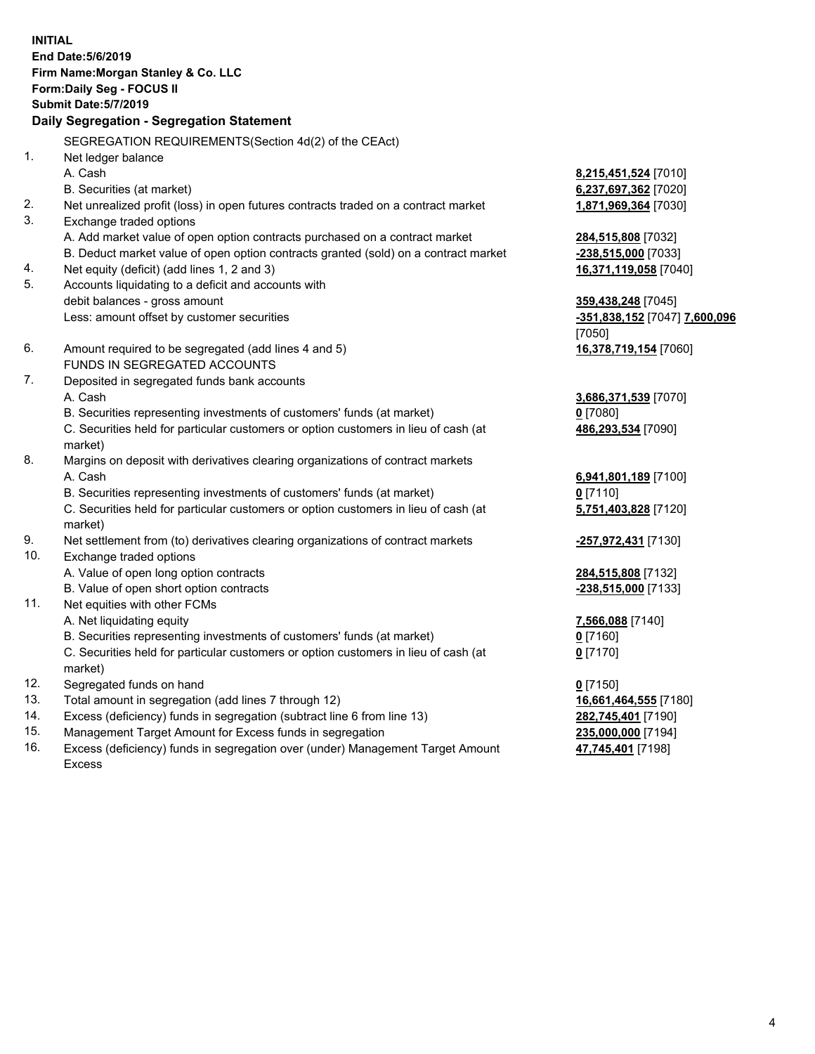**INITIAL**
**End Date:5/6/2019**
**Firm Name:Morgan Stanley & Co. LLC**
**Form:Daily Seg - FOCUS II**
**Submit Date:5/7/2019**

**Daily Segregation - Segregation Statement**

SEGREGATION REQUIREMENTS(Section 4d(2) of the CEAct)

| | | |
|---|---|---|
| 1. | Net ledger balance | |
| | A. Cash | **8,215,451,524** [7010] |
| | B. Securities (at market) | **6,237,697,362** [7020] |
| 2. | Net unrealized profit (loss) in open futures contracts traded on a contract market | **1,871,969,364** [7030] |
| 3. | Exchange traded options | |
| | A. Add market value of open option contracts purchased on a contract market | **284,515,808** [7032] |
| | B. Deduct market value of open option contracts granted (sold) on a contract market | **-238,515,000** [7033] |
| 4. | Net equity (deficit) (add lines 1, 2 and 3) | **16,371,119,058** [7040] |
| 5. | Accounts liquidating to a deficit and accounts with debit balances - gross amount | **359,438,248** [7045] |
| | Less: amount offset by customer securities | **-351,838,152** [7047] **7,600,096** [7050] |
| 6. | Amount required to be segregated (add lines 4 and 5) | **16,378,719,154** [7060] |
| | FUNDS IN SEGREGATED ACCOUNTS | |
| 7. | Deposited in segregated funds bank accounts | |
| | A. Cash | **3,686,371,539** [7070] |
| | B. Securities representing investments of customers' funds (at market) | **0** [7080] |
| | C. Securities held for particular customers or option customers in lieu of cash (at market) | **486,293,534** [7090] |
| 8. | Margins on deposit with derivatives clearing organizations of contract markets | |
| | A. Cash | **6,941,801,189** [7100] |
| | B. Securities representing investments of customers' funds (at market) | **0** [7110] |
| | C. Securities held for particular customers or option customers in lieu of cash (at market) | **5,751,403,828** [7120] |
| 9. | Net settlement from (to) derivatives clearing organizations of contract markets | **-257,972,431** [7130] |
| 10. | Exchange traded options | |
| | A. Value of open long option contracts | **284,515,808** [7132] |
| | B. Value of open short option contracts | **-238,515,000** [7133] |
| 11. | Net equities with other FCMs | |
| | A. Net liquidating equity | **7,566,088** [7140] |
| | B. Securities representing investments of customers' funds (at market) | **0** [7160] |
| | C. Securities held for particular customers or option customers in lieu of cash (at market) | **0** [7170] |
| 12. | Segregated funds on hand | **0** [7150] |
| 13. | Total amount in segregation (add lines 7 through 12) | **16,661,464,555** [7180] |
| 14. | Excess (deficiency) funds in segregation (subtract line 6 from line 13) | **282,745,401** [7190] |
| 15. | Management Target Amount for Excess funds in segregation | **235,000,000** [7194] |
| 16. | Excess (deficiency) funds in segregation over (under) Management Target Amount Excess | **47,745,401** [7198] |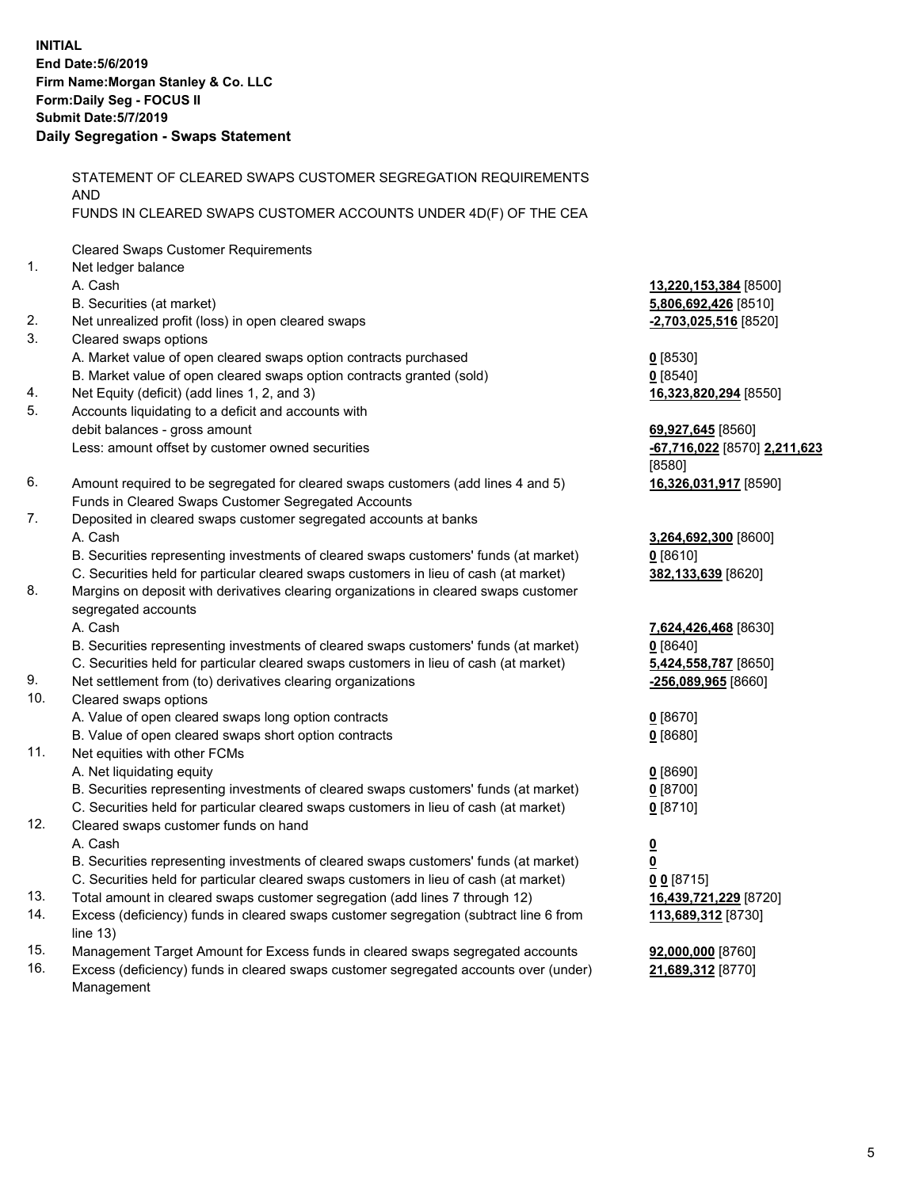**INITIAL**
**End Date:5/6/2019**
**Firm Name:Morgan Stanley & Co. LLC**
**Form:Daily Seg - FOCUS II**
**Submit Date:5/7/2019**
**Daily Segregation - Swaps Statement**

STATEMENT OF CLEARED SWAPS CUSTOMER SEGREGATION REQUIREMENTS AND FUNDS IN CLEARED SWAPS CUSTOMER ACCOUNTS UNDER 4D(F) OF THE CEA

| | | |
|---|---|---|
| | Cleared Swaps Customer Requirements | |
| 1. | Net ledger balance | |
| | A. Cash | **13,220,153,384** [8500] |
| | B. Securities (at market) | **5,806,692,426** [8510] |
| 2. | Net unrealized profit (loss) in open cleared swaps | **-2,703,025,516** [8520] |
| 3. | Cleared swaps options | |
| | A. Market value of open cleared swaps option contracts purchased | **0** [8530] |
| | B. Market value of open cleared swaps option contracts granted (sold) | **0** [8540] |
| 4. | Net Equity (deficit) (add lines 1, 2, and 3) | **16,323,820,294** [8550] |
| 5. | Accounts liquidating to a deficit and accounts with debit balances - gross amount | **69,927,645** [8560] |
| | Less: amount offset by customer owned securities | **-67,716,022** [8570] **2,211,623** [8580] |
| 6. | Amount required to be segregated for cleared swaps customers (add lines 4 and 5) | **16,326,031,917** [8590] |
| | Funds in Cleared Swaps Customer Segregated Accounts | |
| 7. | Deposited in cleared swaps customer segregated accounts at banks | |
| | A. Cash | **3,264,692,300** [8600] |
| | B. Securities representing investments of cleared swaps customers' funds (at market) | **0** [8610] |
| | C. Securities held for particular cleared swaps customers in lieu of cash (at market) | **382,133,639** [8620] |
| 8. | Margins on deposit with derivatives clearing organizations in cleared swaps customer segregated accounts | |
| | A. Cash | **7,624,426,468** [8630] |
| | B. Securities representing investments of cleared swaps customers' funds (at market) | **0** [8640] |
| | C. Securities held for particular cleared swaps customers in lieu of cash (at market) | **5,424,558,787** [8650] |
| 9. | Net settlement from (to) derivatives clearing organizations | **-256,089,965** [8660] |
| 10. | Cleared swaps options | |
| | A. Value of open cleared swaps long option contracts | **0** [8670] |
| | B. Value of open cleared swaps short option contracts | **0** [8680] |
| 11. | Net equities with other FCMs | |
| | A. Net liquidating equity | **0** [8690] |
| | B. Securities representing investments of cleared swaps customers' funds (at market) | **0** [8700] |
| | C. Securities held for particular cleared swaps customers in lieu of cash (at market) | **0** [8710] |
| 12. | Cleared swaps customer funds on hand | |
| | A. Cash | **0** |
| | B. Securities representing investments of cleared swaps customers' funds (at market) | **0** |
| | C. Securities held for particular cleared swaps customers in lieu of cash (at market) | **0** **0** [8715] |
| 13. | Total amount in cleared swaps customer segregation (add lines 7 through 12) | **16,439,721,229** [8720] |
| 14. | Excess (deficiency) funds in cleared swaps customer segregation (subtract line 6 from line 13) | **113,689,312** [8730] |
| 15. | Management Target Amount for Excess funds in cleared swaps segregated accounts | **92,000,000** [8760] |
| 16. | Excess (deficiency) funds in cleared swaps customer segregated accounts over (under) Management | **21,689,312** [8770] |